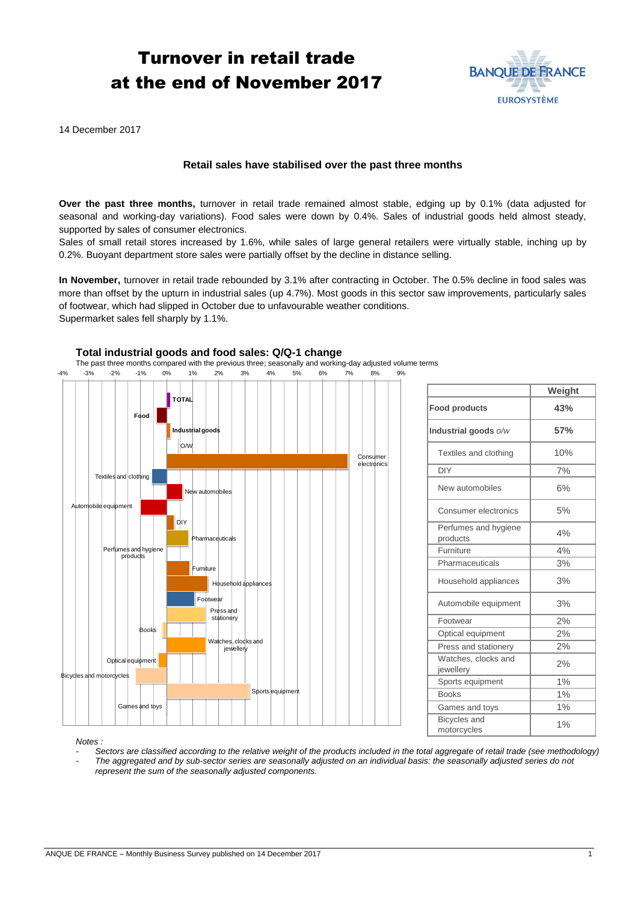# Turnover in retail trade at the end of November 2017

14 December 2017

**Retail sales have stabilised over the past three months**

**Over the past three months,** turnover in retail trade remained almost stable, edging up by 0.1% (data adjusted for seasonal and working-day variations). Food sales were down by 0.4%. Sales of industrial goods held almost steady, supported by sales of consumer electronics.
Sales of small retail stores increased by 1.6%, while sales of large general retailers were virtually stable, inching up by 0.2%. Buoyant department store sales were partially offset by the decline in distance selling.

**In November,** turnover in retail trade rebounded by 3.1% after contracting in October. The 0.5% decline in food sales was more than offset by the upturn in industrial sales (up 4.7%). Most goods in this sector saw improvements, particularly sales of footwear, which had slipped in October due to unfavourable weather conditions.
Supermarket sales fell sharply by 1.1%.

**Total industrial goods and food sales: Q/Q-1 change**

The past three months compared with the previous three; seasonally and working-day adjusted volume terms

| | Weight |
|---|---|
| **Food products** | **43%** |
| **Industrial goods** *o/w* | **57%** |
| Textiles and clothing | 10% |
| DIY | 7% |
| New automobiles | 6% |
| Consumer electronics | 5% |
| Perfumes and hygiene products | 4% |
| Furniture | 4% |
| Pharmaceuticals | 3% |
| Household appliances | 3% |
| Automobile equipment | 3% |
| Footwear | 2% |
| Optical equipment | 2% |
| Press and stationery | 2% |
| Watches, clocks and jewellery | 2% |
| Sports equipment | 1% |
| Books | 1% |
| Games and toys | 1% |
| Bicycles and motorcycles | 1% |

*Notes :*

- *Sectors are classified according to the relative weight of the products included in the total aggregate of retail trade (see methodology)*
- *The aggregated and by sub-sector series are seasonally adjusted on an individual basis: the seasonally adjusted series do not represent the sum of the seasonally adjusted components.*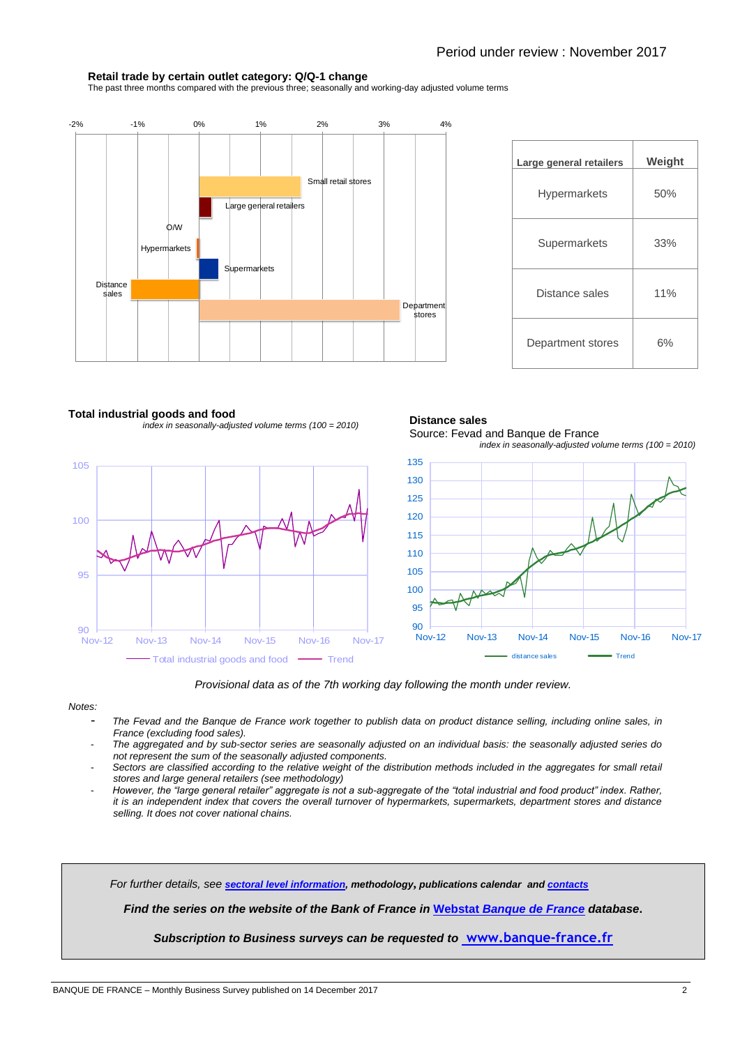Period under review : November 2017

**Retail trade by certain outlet category: Q/Q-1 change**

The past three months compared with the previous three; seasonally and working-day adjusted volume terms

-2% -1% 0% 1% 2% 3% 4%

Small retail stores

Large general retailers

O/W

Hypermarkets

Supermarkets

Distance sales

Department stores

| Large general retailers | Weight |
|---|---|
| Hypermarkets | 50% |
| Supermarkets | 33% |
| Distance sales | 11% |
| Department stores | 6% |

**Total industrial goods and food**

*index in seasonally-adjusted volume terms (100 = 2010)*

105
100
95
90

Nov-12 Nov-13 Nov-14 Nov-15 Nov-16 Nov-17

Total industrial goods and food — Trend

**Distance sales**

Source: Fevad and Banque de France

*index in seasonally-adjusted volume terms (100 = 2010)*

135
130
125
120
115
110
105
100
95
90

Nov-12 Nov-13 Nov-14 Nov-15 Nov-16 Nov-17

distance sales — Trend

*Provisional data as of the 7th working day following the month under review.*

*Notes:*

- *The Fevad and the Banque de France work together to publish data on product distance selling, including online sales, in France (excluding food sales).*
- *The aggregated and by sub-sector series are seasonally adjusted on an individual basis: the seasonally adjusted series do not represent the sum of the seasonally adjusted components.*
- *Sectors are classified according to the relative weight of the distribution methods included in the aggregates for small retail stores and large general retailers (see methodology)*
- *However, the "large general retailer" aggregate is not a sub-aggregate of the "total industrial and food product" index. Rather, it is an independent index that covers the overall turnover of hypermarkets, supermarkets, department stores and distance selling. It does not cover national chains.*

*For further details, see* ***sectoral level information****, **methodology**, **publications calendar** and **contacts***

***Find the series on the website of the Bank of France in Webstat Banque de France database.***

***Subscription to Business surveys can be requested to www.banque-france.fr***

BANQUE DE FRANCE – Monthly Business Survey published on 14 December 2017